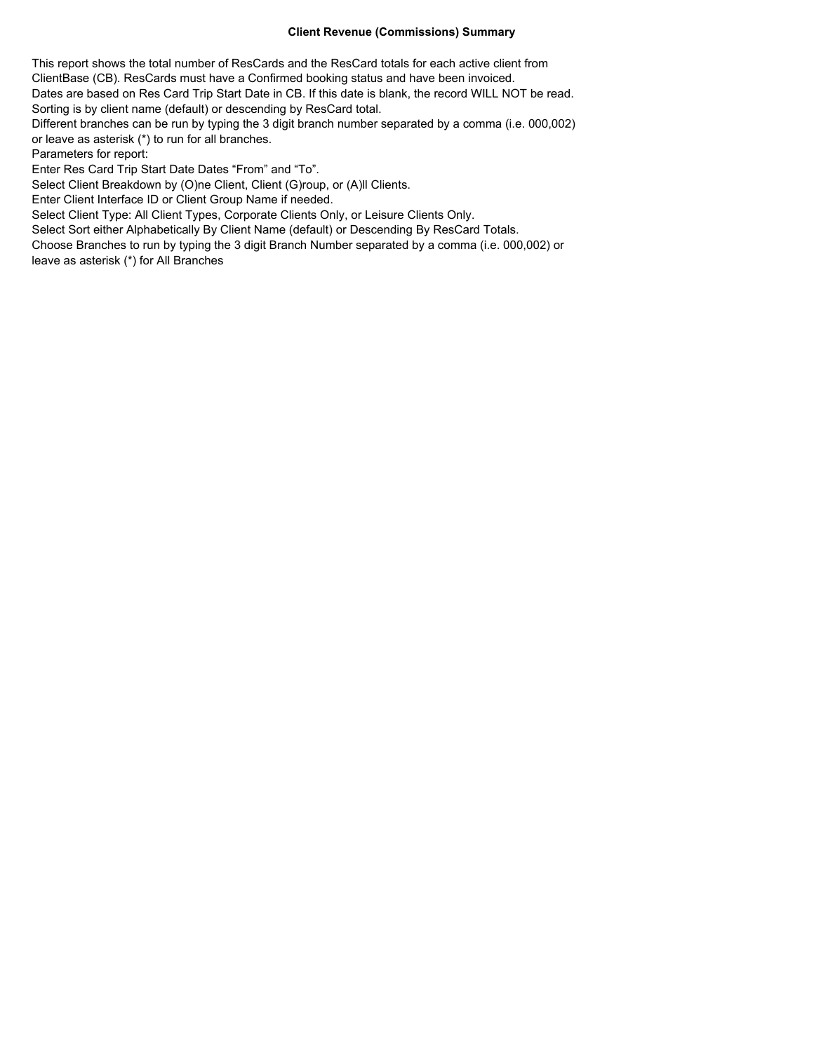**Client Revenue (Commissions) Summary**

This report shows the total number of ResCards and the ResCard totals for each active client from ClientBase (CB). ResCards must have a Confirmed booking status and have been invoiced.
Dates are based on Res Card Trip Start Date in CB. If this date is blank, the record WILL NOT be read.
Sorting is by client name (default) or descending by ResCard total.
Different branches can be run by typing the 3 digit branch number separated by a comma (i.e. 000,002) or leave as asterisk (*) to run for all branches.
Parameters for report:
Enter Res Card Trip Start Date Dates "From" and "To".
Select Client Breakdown by (O)ne Client, Client (G)roup, or (A)ll Clients.
Enter Client Interface ID or Client Group Name if needed.
Select Client Type: All Client Types, Corporate Clients Only, or Leisure Clients Only.
Select Sort either Alphabetically By Client Name (default) or Descending By ResCard Totals.
Choose Branches to run by typing the 3 digit Branch Number separated by a comma (i.e. 000,002) or leave as asterisk (*) for All Branches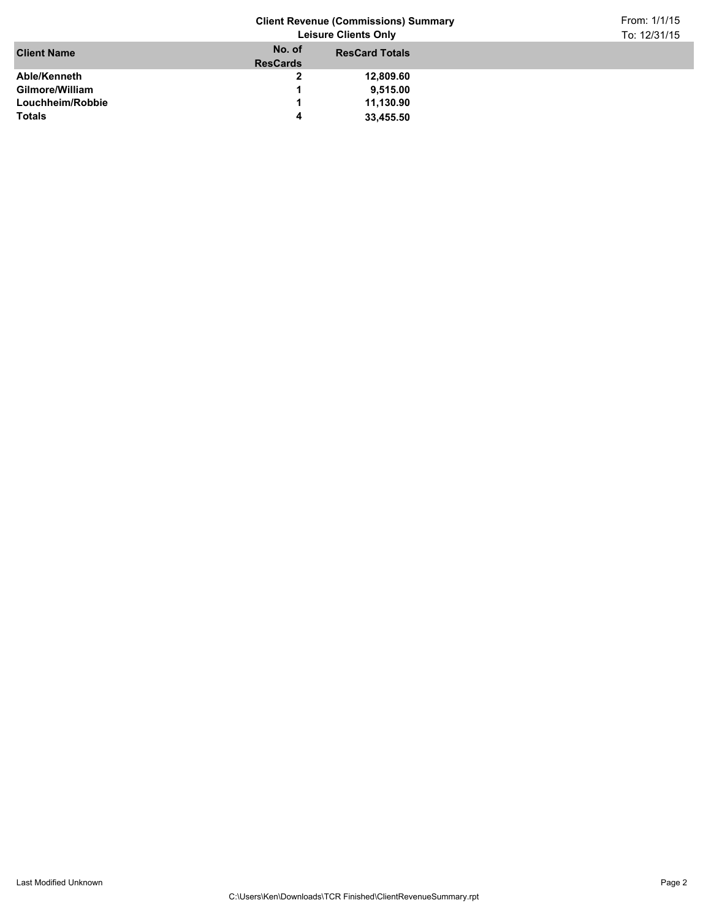**Client Revenue (Commissions) Summary**

**Leisure Clients Only**

From: 1/1/15
To: 12/31/15

| Client Name | No. of ResCards | ResCard Totals |
|---|---|---|
| **Able/Kenneth** | **2** | **12,809.60** |
| **Gilmore/William** | **1** | **9,515.00** |
| **Louchheim/Robbie** | **1** | **11,130.90** |
| **Totals** | **4** | **33,455.50** |

Last Modified Unknown

C:\Users\Ken\Downloads\TCR Finished\ClientRevenueSummary.rpt